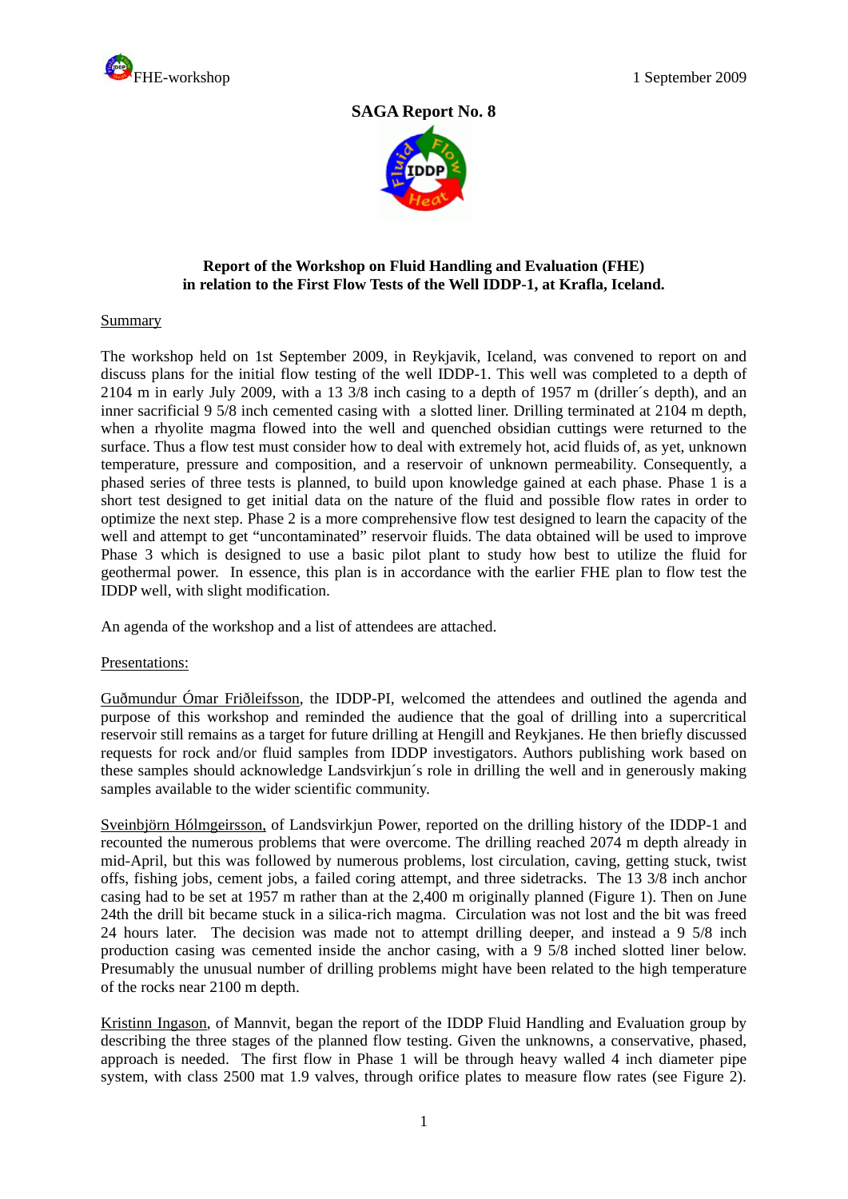FHE-workshop 1 September 2009

## SAGA Report No. 8

**Report of the Workshop on Fluid Handling and Evaluation (FHE) in relation to the First Flow Tests of the Well IDDP-1, at Krafla, Iceland.**

### Summary

The workshop held on 1st September 2009, in Reykjavik, Iceland, was convened to report on and discuss plans for the initial flow testing of the well IDDP-1. This well was completed to a depth of 2104 m in early July 2009, with a 13 3/8 inch casing to a depth of 1957 m (driller´s depth), and an inner sacrificial 9 5/8 inch cemented casing with a slotted liner. Drilling terminated at 2104 m depth, when a rhyolite magma flowed into the well and quenched obsidian cuttings were returned to the surface. Thus a flow test must consider how to deal with extremely hot, acid fluids of, as yet, unknown temperature, pressure and composition, and a reservoir of unknown permeability. Consequently, a phased series of three tests is planned, to build upon knowledge gained at each phase. Phase 1 is a short test designed to get initial data on the nature of the fluid and possible flow rates in order to optimize the next step. Phase 2 is a more comprehensive flow test designed to learn the capacity of the well and attempt to get "uncontaminated" reservoir fluids. The data obtained will be used to improve Phase 3 which is designed to use a basic pilot plant to study how best to utilize the fluid for geothermal power. In essence, this plan is in accordance with the earlier FHE plan to flow test the IDDP well, with slight modification.

An agenda of the workshop and a list of attendees are attached.

### Presentations:

Guðmundur Ómar Friðleifsson, the IDDP-PI, welcomed the attendees and outlined the agenda and purpose of this workshop and reminded the audience that the goal of drilling into a supercritical reservoir still remains as a target for future drilling at Hengill and Reykjanes. He then briefly discussed requests for rock and/or fluid samples from IDDP investigators. Authors publishing work based on these samples should acknowledge Landsvirkjun´s role in drilling the well and in generously making samples available to the wider scientific community.

Sveinbjörn Hólmgeirsson, of Landsvirkjun Power, reported on the drilling history of the IDDP-1 and recounted the numerous problems that were overcome. The drilling reached 2074 m depth already in mid-April, but this was followed by numerous problems, lost circulation, caving, getting stuck, twist offs, fishing jobs, cement jobs, a failed coring attempt, and three sidetracks. The 13 3/8 inch anchor casing had to be set at 1957 m rather than at the 2,400 m originally planned (Figure 1). Then on June 24th the drill bit became stuck in a silica-rich magma. Circulation was not lost and the bit was freed 24 hours later. The decision was made not to attempt drilling deeper, and instead a 9 5/8 inch production casing was cemented inside the anchor casing, with a 9 5/8 inched slotted liner below. Presumably the unusual number of drilling problems might have been related to the high temperature of the rocks near 2100 m depth.

Kristinn Ingason, of Mannvit, began the report of the IDDP Fluid Handling and Evaluation group by describing the three stages of the planned flow testing. Given the unknowns, a conservative, phased, approach is needed. The first flow in Phase 1 will be through heavy walled 4 inch diameter pipe system, with class 2500 mat 1.9 valves, through orifice plates to measure flow rates (see Figure 2).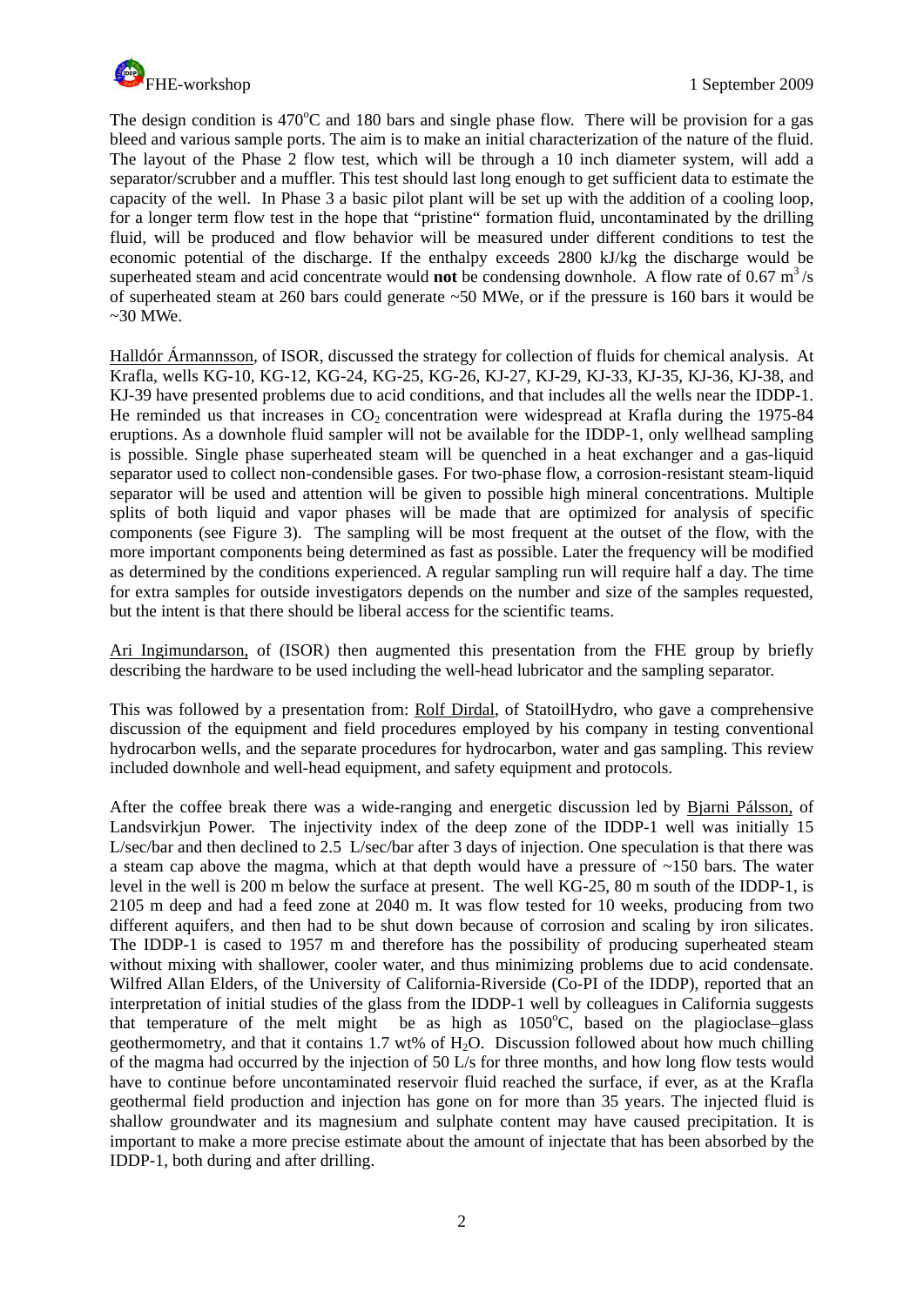The design condition is 470°C and 180 bars and single phase flow. There will be provision for a gas bleed and various sample ports. The aim is to make an initial characterization of the nature of the fluid. The layout of the Phase 2 flow test, which will be through a 10 inch diameter system, will add a separator/scrubber and a muffler. This test should last long enough to get sufficient data to estimate the capacity of the well. In Phase 3 a basic pilot plant will be set up with the addition of a cooling loop, for a longer term flow test in the hope that "pristine" formation fluid, uncontaminated by the drilling fluid, will be produced and flow behavior will be measured under different conditions to test the economic potential of the discharge. If the enthalpy exceeds 2800 kJ/kg the discharge would be superheated steam and acid concentrate would **not** be condensing downhole. A flow rate of 0.67 $m^3/s$ of superheated steam at 260 bars could generate ~50 MWe, or if the pressure is 160 bars it would be ~30 MWe.

Halldór Ármannsson, of ISOR, discussed the strategy for collection of fluids for chemical analysis. At Krafla, wells KG-10, KG-12, KG-24, KG-25, KG-26, KJ-27, KJ-29, KJ-33, KJ-35, KJ-36, KJ-38, and KJ-39 have presented problems due to acid conditions, and that includes all the wells near the IDDP-1. He reminded us that increases in $CO_2$ concentration were widespread at Krafla during the 1975-84 eruptions. As a downhole fluid sampler will not be available for the IDDP-1, only wellhead sampling is possible. Single phase superheated steam will be quenched in a heat exchanger and a gas-liquid separator used to collect non-condensible gases. For two-phase flow, a corrosion-resistant steam-liquid separator will be used and attention will be given to possible high mineral concentrations. Multiple splits of both liquid and vapor phases will be made that are optimized for analysis of specific components (see Figure 3). The sampling will be most frequent at the outset of the flow, with the more important components being determined as fast as possible. Later the frequency will be modified as determined by the conditions experienced. A regular sampling run will require half a day. The time for extra samples for outside investigators depends on the number and size of the samples requested, but the intent is that there should be liberal access for the scientific teams.

Ari Ingimundarson, of (ISOR) then augmented this presentation from the FHE group by briefly describing the hardware to be used including the well-head lubricator and the sampling separator.

This was followed by a presentation from: Rolf Dirdal, of StatoilHydro, who gave a comprehensive discussion of the equipment and field procedures employed by his company in testing conventional hydrocarbon wells, and the separate procedures for hydrocarbon, water and gas sampling. This review included downhole and well-head equipment, and safety equipment and protocols.

After the coffee break there was a wide-ranging and energetic discussion led by Bjarni Pálsson, of Landsvirkjun Power. The injectivity index of the deep zone of the IDDP-1 well was initially 15 L/sec/bar and then declined to 2.5 L/sec/bar after 3 days of injection. One speculation is that there was a steam cap above the magma, which at that depth would have a pressure of ~150 bars. The water level in the well is 200 m below the surface at present. The well KG-25, 80 m south of the IDDP-1, is 2105 m deep and had a feed zone at 2040 m. It was flow tested for 10 weeks, producing from two different aquifers, and then had to be shut down because of corrosion and scaling by iron silicates. The IDDP-1 is cased to 1957 m and therefore has the possibility of producing superheated steam without mixing with shallower, cooler water, and thus minimizing problems due to acid condensate. Wilfred Allan Elders, of the University of California-Riverside (Co-PI of the IDDP), reported that an interpretation of initial studies of the glass from the IDDP-1 well by colleagues in California suggests that temperature of the melt might be as high as 1050°C, based on the plagioclase–glass geothermometry, and that it contains 1.7 wt% of $H_2O$. Discussion followed about how much chilling of the magma had occurred by the injection of 50 L/s for three months, and how long flow tests would have to continue before uncontaminated reservoir fluid reached the surface, if ever, as at the Krafla geothermal field production and injection has gone on for more than 35 years. The injected fluid is shallow groundwater and its magnesium and sulphate content may have caused precipitation. It is important to make a more precise estimate about the amount of injectate that has been absorbed by the IDDP-1, both during and after drilling.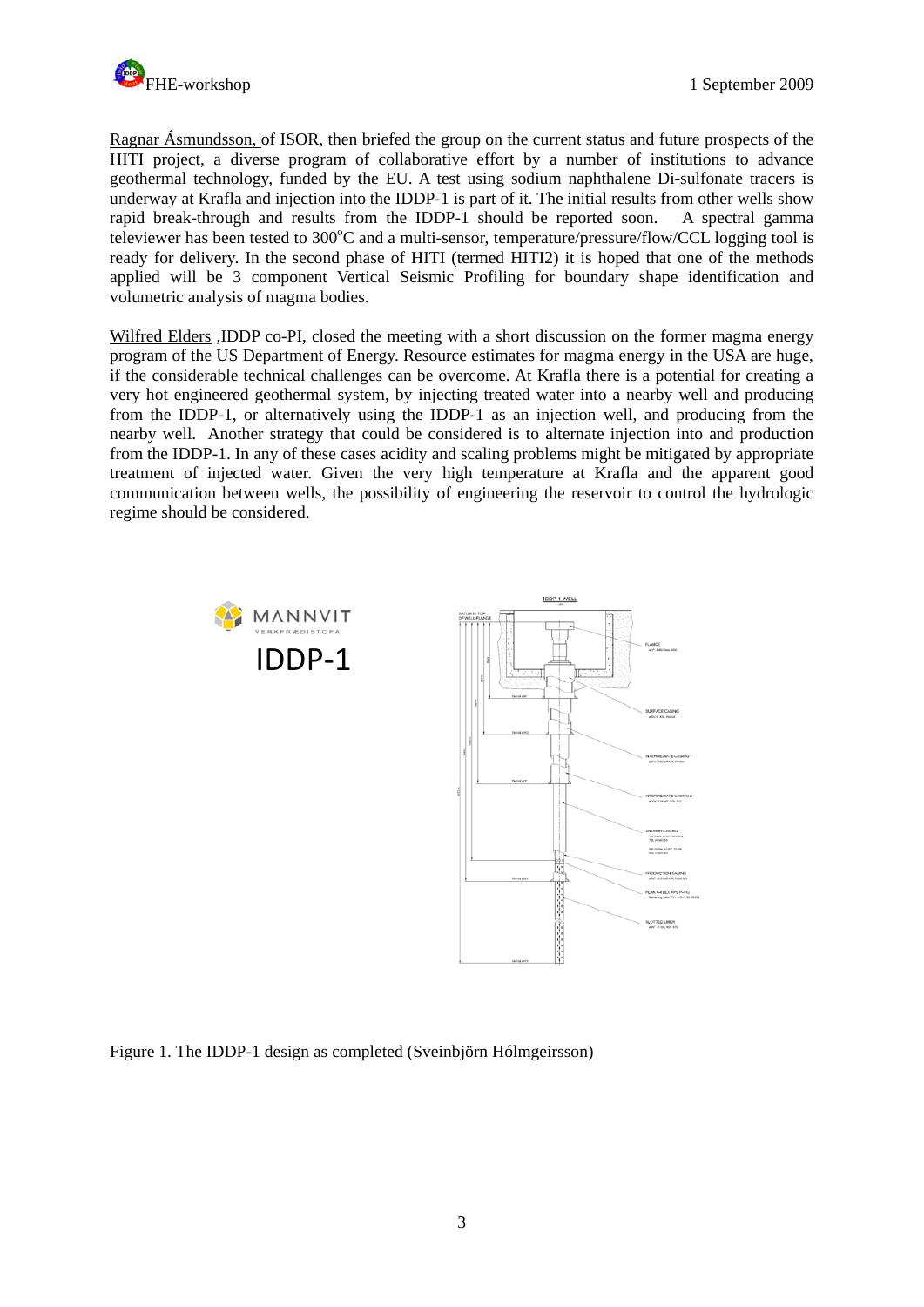Ragnar Ásmundsson, of ISOR, then briefed the group on the current status and future prospects of the HITI project, a diverse program of collaborative effort by a number of institutions to advance geothermal technology, funded by the EU. A test using sodium naphthalene Di-sulfonate tracers is underway at Krafla and injection into the IDDP-1 is part of it. The initial results from other wells show rapid break-through and results from the IDDP-1 should be reported soon. A spectral gamma televiewer has been tested to 300°C and a multi-sensor, temperature/pressure/flow/CCL logging tool is ready for delivery. In the second phase of HITI (termed HITI2) it is hoped that one of the methods applied will be 3 component Vertical Seismic Profiling for boundary shape identification and volumetric analysis of magma bodies.

Wilfred Elders ,IDDP co-PI, closed the meeting with a short discussion on the former magma energy program of the US Department of Energy. Resource estimates for magma energy in the USA are huge, if the considerable technical challenges can be overcome. At Krafla there is a potential for creating a very hot engineered geothermal system, by injecting treated water into a nearby well and producing from the IDDP-1, or alternatively using the IDDP-1 as an injection well, and producing from the nearby well. Another strategy that could be considered is to alternate injection into and production from the IDDP-1. In any of these cases acidity and scaling problems might be mitigated by appropriate treatment of injected water. Given the very high temperature at Krafla and the apparent good communication between wells, the possibility of engineering the reservoir to control the hydrologic regime should be considered.

Figure 1. The IDDP-1 design as completed (Sveinbjörn Hólmgeirsson)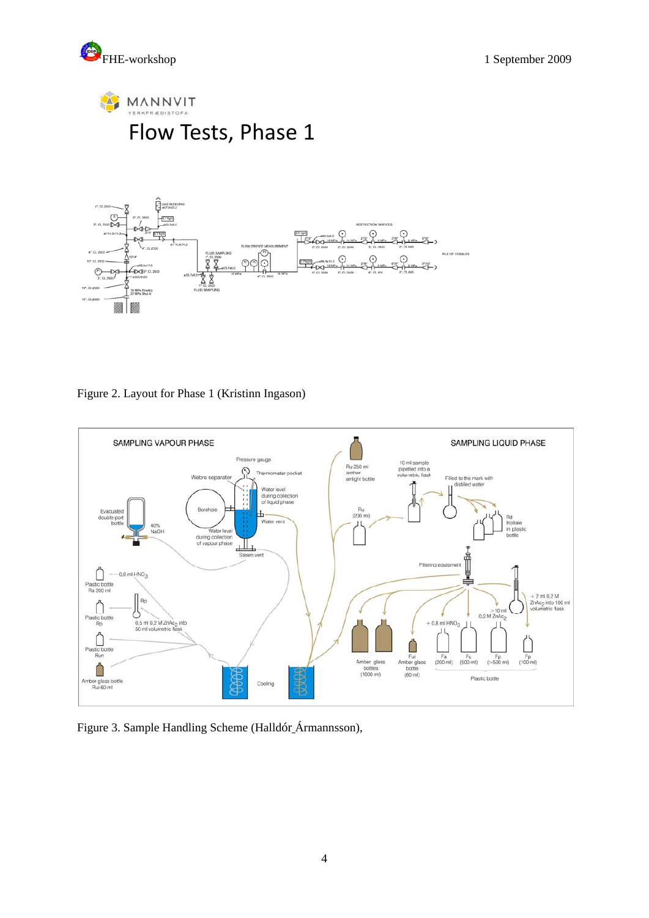# Flow Tests, Phase 1

Figure 2. Layout for Phase 1 (Kristinn Ingason)

Figure 3. Sample Handling Scheme (Halldór_Ármannsson),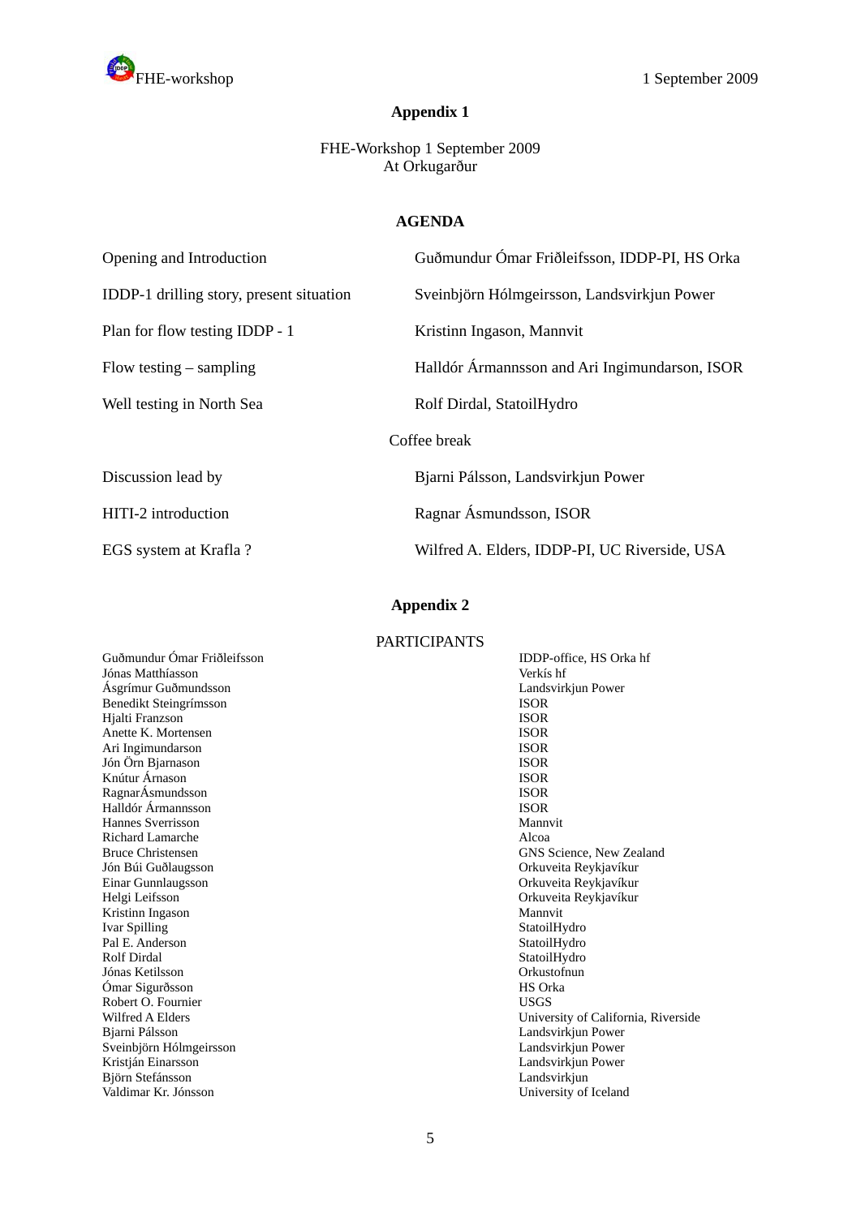## Appendix 1

FHE-Workshop 1 September 2009
At Orkugarður

### AGENDA

| | |
|---|---|
| Opening and Introduction | Guðmundur Ómar Friðleifsson, IDDP-PI, HS Orka |
| IDDP-1 drilling story, present situation | Sveinbjörn Hólmgeirsson, Landsvirkjun Power |
| Plan for flow testing IDDP - 1 | Kristinn Ingason, Mannvit |
| Flow testing – sampling | Halldór Ármannsson and Ari Ingimundarson, ISOR |
| Well testing in North Sea | Rolf Dirdal, StatoilHydro |
| Coffee break | |
| Discussion lead by | Bjarni Pálsson, Landsvirkjun Power |
| HITI-2 introduction | Ragnar Ásmundsson, ISOR |
| EGS system at Krafla ? | Wilfred A. Elders, IDDP-PI, UC Riverside, USA |

## Appendix 2

### PARTICIPANTS

| | |
|---|---|
| Guðmundur Ómar Friðleifsson | IDDP-office, HS Orka hf |
| Jónas Matthíasson | Verkís hf |
| Ásgrímur Guðmundsson | Landsvirkjun Power |
| Benedikt Steingrímsson | ISOR |
| Hjalti Franzson | ISOR |
| Anette K. Mortensen | ISOR |
| Ari Ingimundarson | ISOR |
| Jón Örn Bjarnason | ISOR |
| Knútur Árnason | ISOR |
| RagnarÁsmundsson | ISOR |
| Halldór Ármannsson | ISOR |
| Hannes Sverrisson | Mannvit |
| Richard Lamarche | Alcoa |
| Bruce Christensen | GNS Science, New Zealand |
| Jón Búi Guðlaugsson | Orkuveita Reykjavíkur |
| Einar Gunnlaugsson | Orkuveita Reykjavíkur |
| Helgi Leifsson | Orkuveita Reykjavíkur |
| Kristinn Ingason | Mannvit |
| Ivar Spilling | StatoilHydro |
| Pal E. Anderson | StatoilHydro |
| Rolf Dirdal | StatoilHydro |
| Jónas Ketilsson | Orkustofnun |
| Ómar Sigurðsson | HS Orka |
| Robert O. Fournier | USGS |
| Wilfred A Elders | University of California, Riverside |
| Bjarni Pálsson | Landsvirkjun Power |
| Sveinbjörn Hólmgeirsson | Landsvirkjun Power |
| Kristján Einarsson | Landsvirkjun Power |
| Björn Stefánsson | Landsvirkjun |
| Valdimar Kr. Jónsson | University of Iceland |